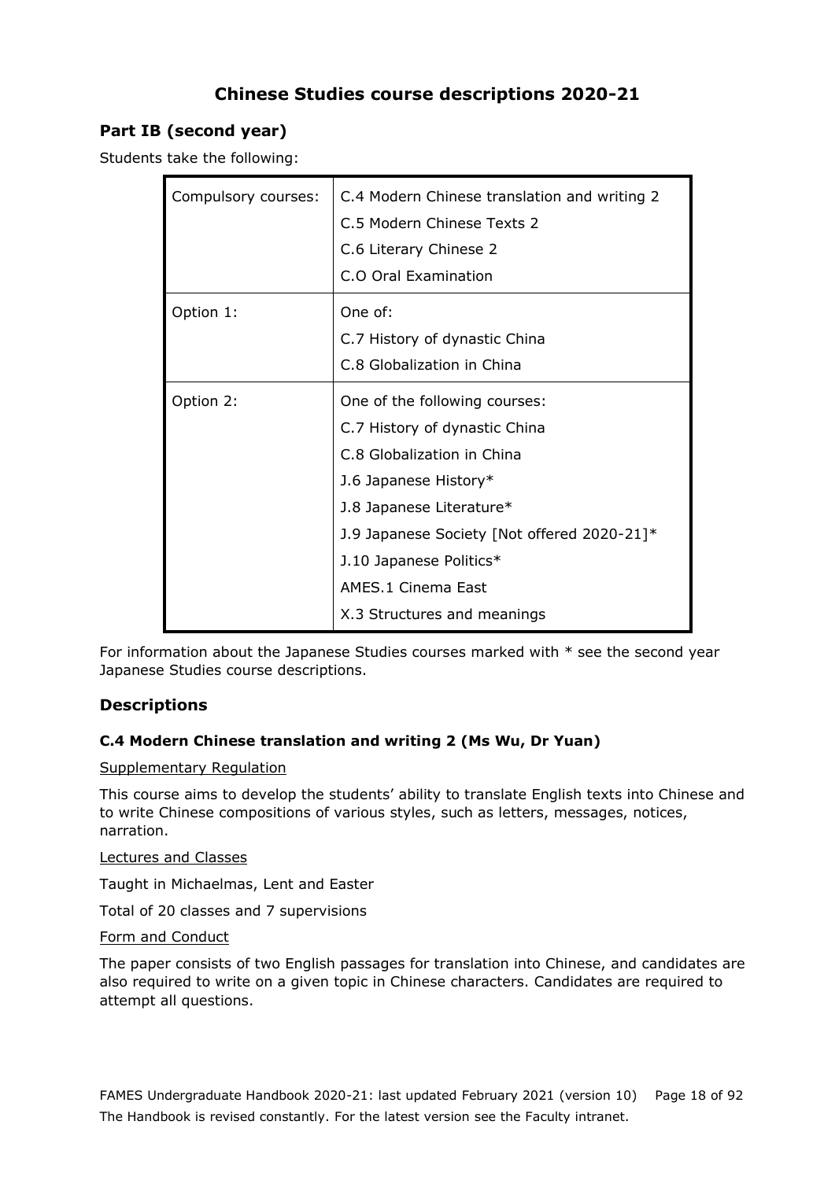# Chinese Studies course descriptions 2020-21

## Part IB (second year)

Students take the following:

| | |
|---|---|
| Compulsory courses: | C.4 Modern Chinese translation and writing 2<br>C.5 Modern Chinese Texts 2<br>C.6 Literary Chinese 2<br>C.O Oral Examination |
| Option 1: | One of:<br>C.7 History of dynastic China<br>C.8 Globalization in China |
| Option 2: | One of the following courses:<br>C.7 History of dynastic China<br>C.8 Globalization in China<br>J.6 Japanese History*<br>J.8 Japanese Literature*<br>J.9 Japanese Society [Not offered 2020-21]*<br>J.10 Japanese Politics*<br>AMES.1 Cinema East<br>X.3 Structures and meanings |

For information about the Japanese Studies courses marked with * see the second year Japanese Studies course descriptions.

## Descriptions

### C.4 Modern Chinese translation and writing 2 (Ms Wu, Dr Yuan)

Supplementary Regulation

This course aims to develop the students' ability to translate English texts into Chinese and to write Chinese compositions of various styles, such as letters, messages, notices, narration.

Lectures and Classes

Taught in Michaelmas, Lent and Easter

Total of 20 classes and 7 supervisions

Form and Conduct

The paper consists of two English passages for translation into Chinese, and candidates are also required to write on a given topic in Chinese characters. Candidates are required to attempt all questions.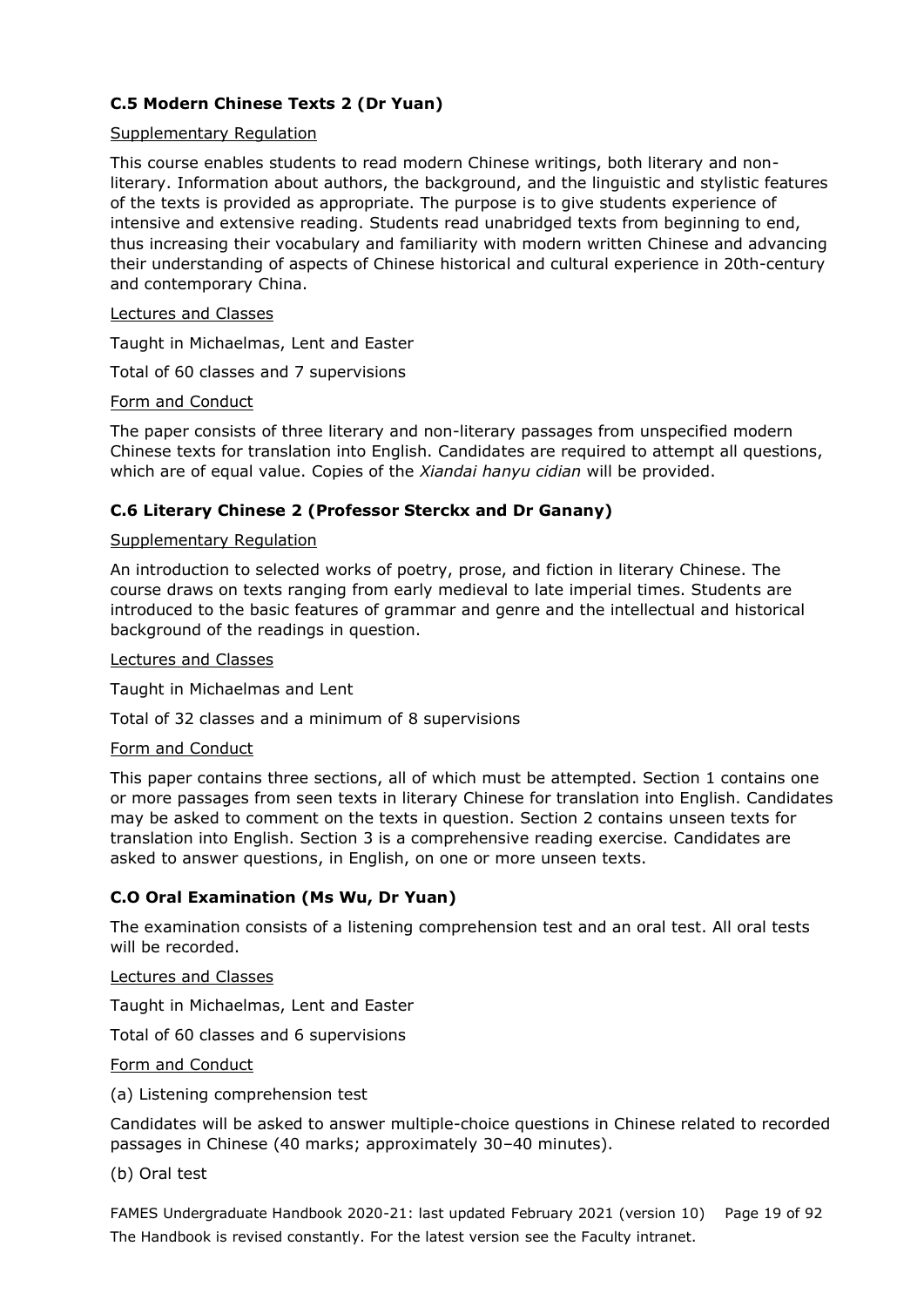### C.5 Modern Chinese Texts 2 (Dr Yuan)

Supplementary Regulation

This course enables students to read modern Chinese writings, both literary and non-literary. Information about authors, the background, and the linguistic and stylistic features of the texts is provided as appropriate. The purpose is to give students experience of intensive and extensive reading. Students read unabridged texts from beginning to end, thus increasing their vocabulary and familiarity with modern written Chinese and advancing their understanding of aspects of Chinese historical and cultural experience in 20th-century and contemporary China.

Lectures and Classes

Taught in Michaelmas, Lent and Easter

Total of 60 classes and 7 supervisions

Form and Conduct

The paper consists of three literary and non-literary passages from unspecified modern Chinese texts for translation into English. Candidates are required to attempt all questions, which are of equal value. Copies of the *Xiandai hanyu cidian* will be provided.

### C.6 Literary Chinese 2 (Professor Sterckx and Dr Ganany)

Supplementary Regulation

An introduction to selected works of poetry, prose, and fiction in literary Chinese. The course draws on texts ranging from early medieval to late imperial times. Students are introduced to the basic features of grammar and genre and the intellectual and historical background of the readings in question.

Lectures and Classes

Taught in Michaelmas and Lent

Total of 32 classes and a minimum of 8 supervisions

Form and Conduct

This paper contains three sections, all of which must be attempted. Section 1 contains one or more passages from seen texts in literary Chinese for translation into English. Candidates may be asked to comment on the texts in question. Section 2 contains unseen texts for translation into English. Section 3 is a comprehensive reading exercise. Candidates are asked to answer questions, in English, on one or more unseen texts.

### C.O Oral Examination (Ms Wu, Dr Yuan)

The examination consists of a listening comprehension test and an oral test. All oral tests will be recorded.

Lectures and Classes

Taught in Michaelmas, Lent and Easter

Total of 60 classes and 6 supervisions

Form and Conduct

(a) Listening comprehension test

Candidates will be asked to answer multiple-choice questions in Chinese related to recorded passages in Chinese (40 marks; approximately 30–40 minutes).

(b) Oral test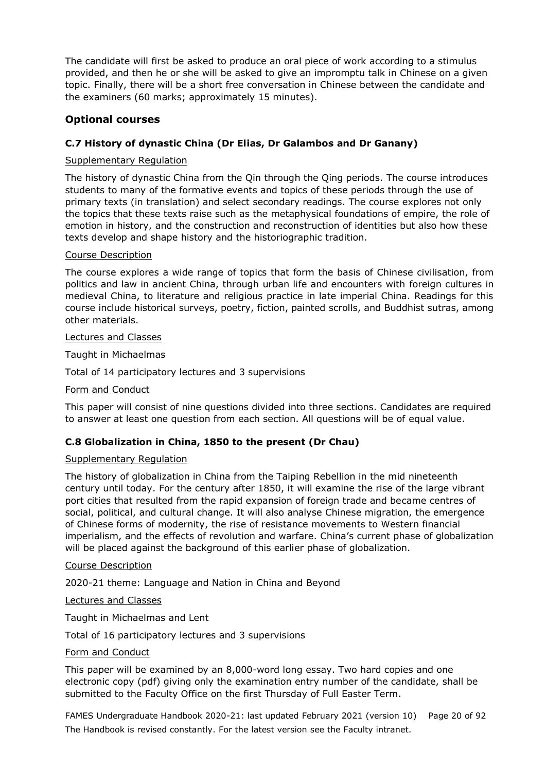The candidate will first be asked to produce an oral piece of work according to a stimulus provided, and then he or she will be asked to give an impromptu talk in Chinese on a given topic. Finally, there will be a short free conversation in Chinese between the candidate and the examiners (60 marks; approximately 15 minutes).

## Optional courses

### C.7 History of dynastic China (Dr Elias, Dr Galambos and Dr Ganany)

Supplementary Regulation

The history of dynastic China from the Qin through the Qing periods. The course introduces students to many of the formative events and topics of these periods through the use of primary texts (in translation) and select secondary readings. The course explores not only the topics that these texts raise such as the metaphysical foundations of empire, the role of emotion in history, and the construction and reconstruction of identities but also how these texts develop and shape history and the historiographic tradition.

Course Description

The course explores a wide range of topics that form the basis of Chinese civilisation, from politics and law in ancient China, through urban life and encounters with foreign cultures in medieval China, to literature and religious practice in late imperial China. Readings for this course include historical surveys, poetry, fiction, painted scrolls, and Buddhist sutras, among other materials.

Lectures and Classes

Taught in Michaelmas

Total of 14 participatory lectures and 3 supervisions

Form and Conduct

This paper will consist of nine questions divided into three sections. Candidates are required to answer at least one question from each section. All questions will be of equal value.

### C.8 Globalization in China, 1850 to the present (Dr Chau)

Supplementary Regulation

The history of globalization in China from the Taiping Rebellion in the mid nineteenth century until today. For the century after 1850, it will examine the rise of the large vibrant port cities that resulted from the rapid expansion of foreign trade and became centres of social, political, and cultural change. It will also analyse Chinese migration, the emergence of Chinese forms of modernity, the rise of resistance movements to Western financial imperialism, and the effects of revolution and warfare. China's current phase of globalization will be placed against the background of this earlier phase of globalization.

Course Description

2020-21 theme: Language and Nation in China and Beyond

Lectures and Classes

Taught in Michaelmas and Lent

Total of 16 participatory lectures and 3 supervisions

Form and Conduct

This paper will be examined by an 8,000-word long essay. Two hard copies and one electronic copy (pdf) giving only the examination entry number of the candidate, shall be submitted to the Faculty Office on the first Thursday of Full Easter Term.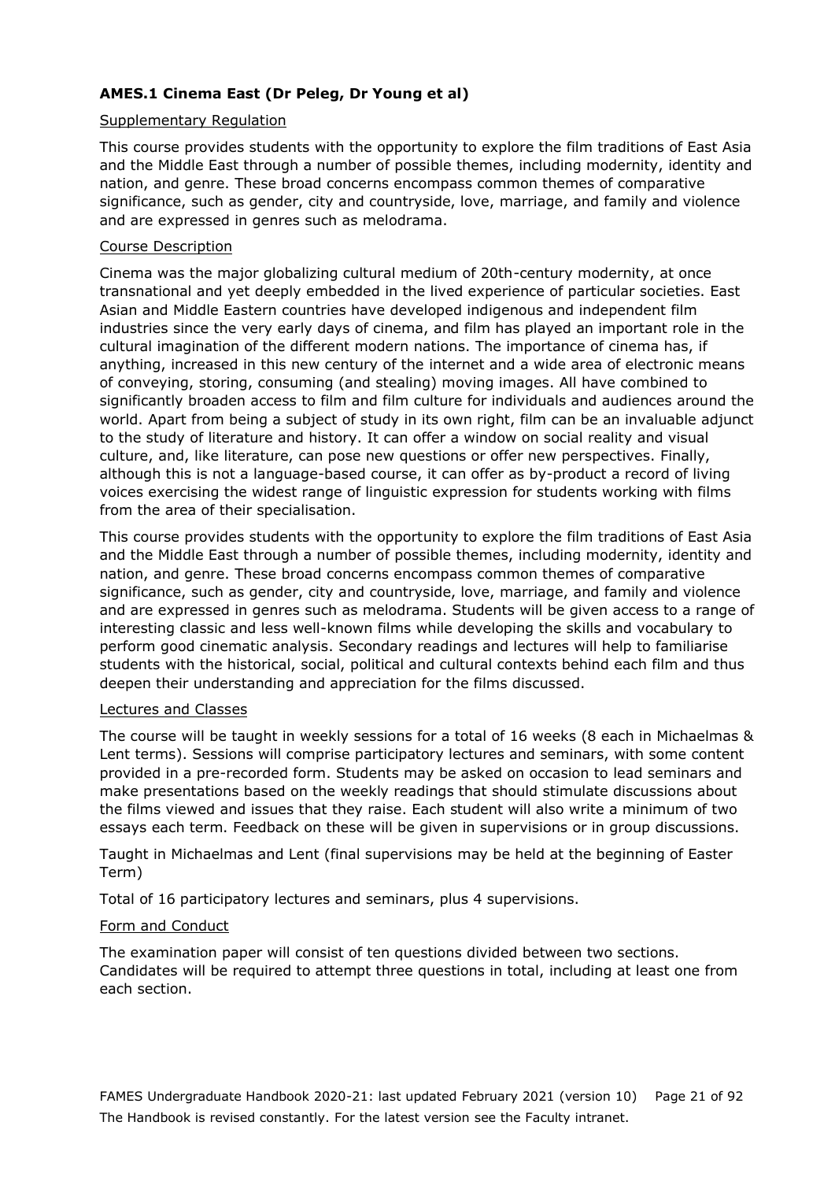### **AMES.1 Cinema East (Dr Peleg, Dr Young et al)**

#### Supplementary Regulation

This course provides students with the opportunity to explore the film traditions of East Asia and the Middle East through a number of possible themes, including modernity, identity and nation, and genre. These broad concerns encompass common themes of comparative significance, such as gender, city and countryside, love, marriage, and family and violence and are expressed in genres such as melodrama.

#### Course Description

Cinema was the major globalizing cultural medium of 20th-century modernity, at once transnational and yet deeply embedded in the lived experience of particular societies. East Asian and Middle Eastern countries have developed indigenous and independent film industries since the very early days of cinema, and film has played an important role in the cultural imagination of the different modern nations. The importance of cinema has, if anything, increased in this new century of the internet and a wide area of electronic means of conveying, storing, consuming (and stealing) moving images. All have combined to significantly broaden access to film and film culture for individuals and audiences around the world. Apart from being a subject of study in its own right, film can be an invaluable adjunct to the study of literature and history. It can offer a window on social reality and visual culture, and, like literature, can pose new questions or offer new perspectives. Finally, although this is not a language-based course, it can offer as by-product a record of living voices exercising the widest range of linguistic expression for students working with films from the area of their specialisation.

This course provides students with the opportunity to explore the film traditions of East Asia and the Middle East through a number of possible themes, including modernity, identity and nation, and genre. These broad concerns encompass common themes of comparative significance, such as gender, city and countryside, love, marriage, and family and violence and are expressed in genres such as melodrama. Students will be given access to a range of interesting classic and less well-known films while developing the skills and vocabulary to perform good cinematic analysis. Secondary readings and lectures will help to familiarise students with the historical, social, political and cultural contexts behind each film and thus deepen their understanding and appreciation for the films discussed.

#### Lectures and Classes

The course will be taught in weekly sessions for a total of 16 weeks (8 each in Michaelmas & Lent terms). Sessions will comprise participatory lectures and seminars, with some content provided in a pre-recorded form. Students may be asked on occasion to lead seminars and make presentations based on the weekly readings that should stimulate discussions about the films viewed and issues that they raise. Each student will also write a minimum of two essays each term. Feedback on these will be given in supervisions or in group discussions.

Taught in Michaelmas and Lent (final supervisions may be held at the beginning of Easter Term)

Total of 16 participatory lectures and seminars, plus 4 supervisions.

#### Form and Conduct

The examination paper will consist of ten questions divided between two sections. Candidates will be required to attempt three questions in total, including at least one from each section.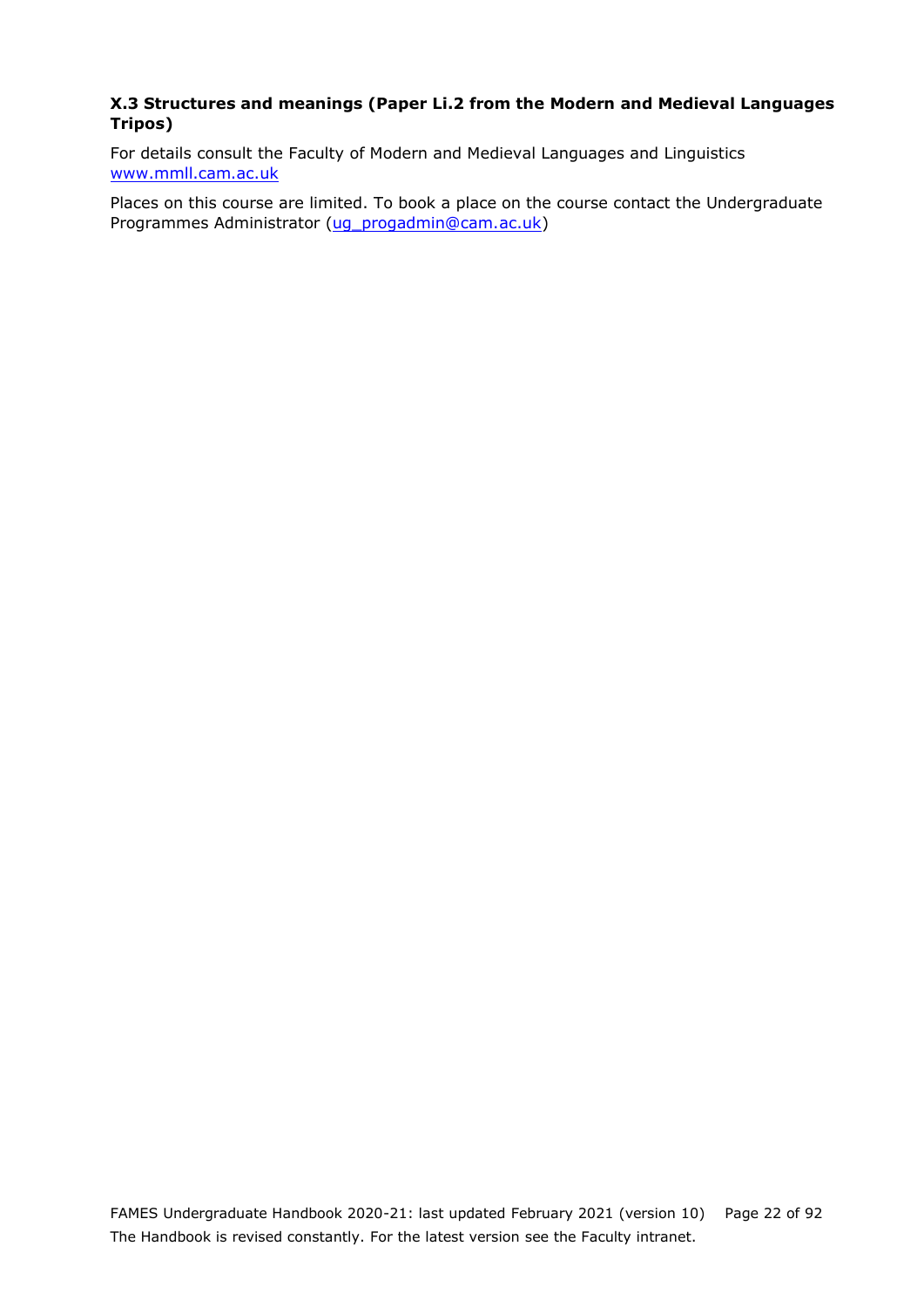### X.3 Structures and meanings (Paper Li.2 from the Modern and Medieval Languages Tripos)

For details consult the Faculty of Modern and Medieval Languages and Linguistics www.mmll.cam.ac.uk

Places on this course are limited. To book a place on the course contact the Undergraduate Programmes Administrator (ug_progadmin@cam.ac.uk)